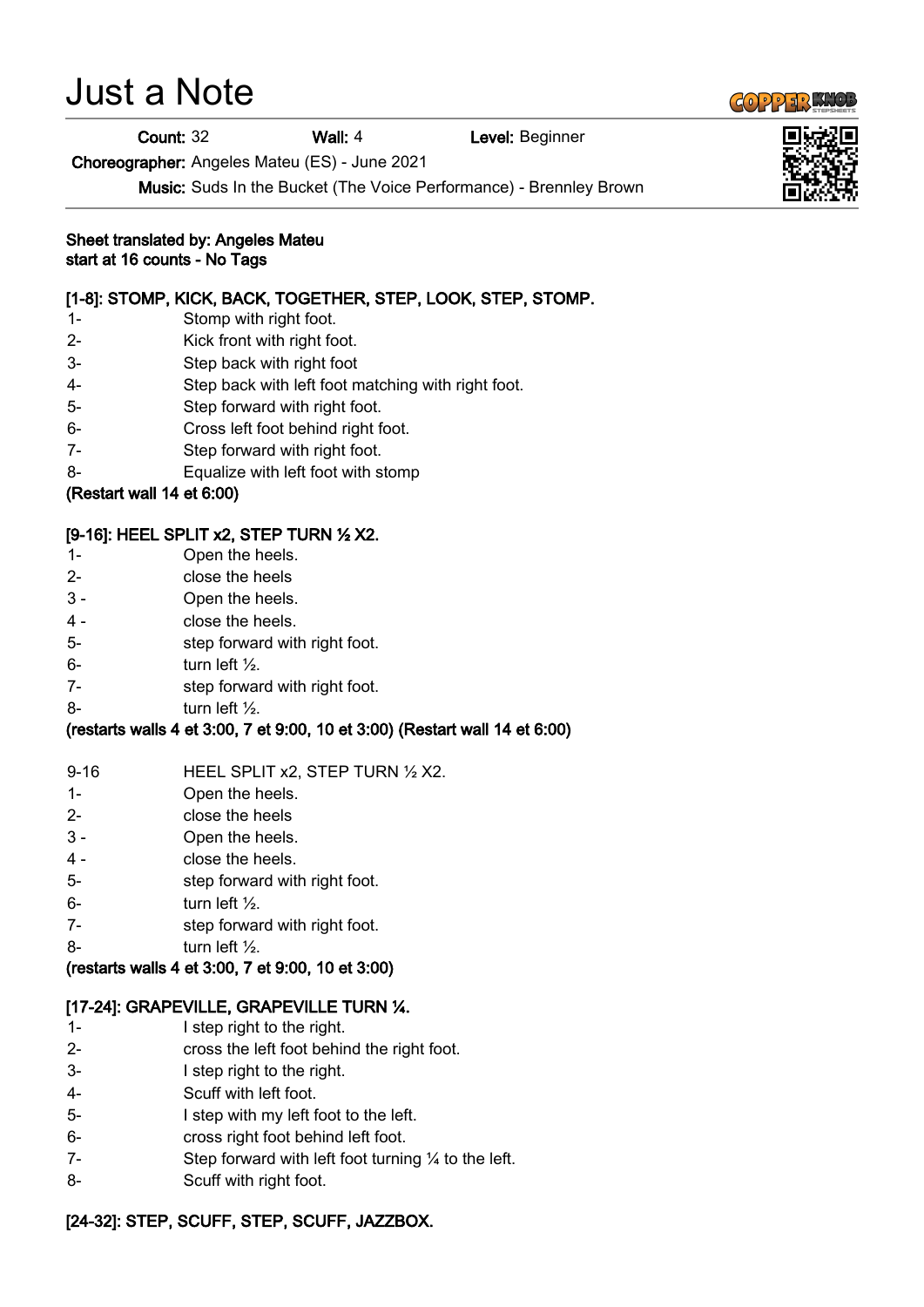# Just a Note

**Count:** 32 **Wall:** 4 **Level:** Beginner

**Choreographer:** Angeles Mateu (ES) - June 2021

**Music:** Suds In the Bucket (The Voice Performance) - Brennley Brown

**Sheet translated by: Angeles Mateu**
**start at 16 counts - No Tags**

### [1-8]: STOMP, KICK, BACK, TOGETHER, STEP, LOOK, STEP, STOMP.

1- Stomp with right foot.
2- Kick front with right foot.
3- Step back with right foot
4- Step back with left foot matching with right foot.
5- Step forward with right foot.
6- Cross left foot behind right foot.
7- Step forward with right foot.
8- Equalize with left foot with stomp

**(Restart wall 14 et 6:00)**

### [9-16]: HEEL SPLIT x2, STEP TURN ½ X2.

1- Open the heels.
2- close the heels
3 - Open the heels.
4 - close the heels.
5- step forward with right foot.
6- turn left ½.
7- step forward with right foot.
8- turn left ½.

**(restarts walls 4 et 3:00, 7 et 9:00, 10 et 3:00) (Restart wall 14 et 6:00)**

9-16 HEEL SPLIT x2, STEP TURN ½ X2.
1- Open the heels.
2- close the heels
3 - Open the heels.
4 - close the heels.
5- step forward with right foot.
6- turn left ½.
7- step forward with right foot.
8- turn left ½.

**(restarts walls 4 et 3:00, 7 et 9:00, 10 et 3:00)**

### [17-24]: GRAPEVILLE, GRAPEVILLE TURN ¼.

1- I step right to the right.
2- cross the left foot behind the right foot.
3- I step right to the right.
4- Scuff with left foot.
5- I step with my left foot to the left.
6- cross right foot behind left foot.
7- Step forward with left foot turning ¼ to the left.
8- Scuff with right foot.

### [24-32]: STEP, SCUFF, STEP, SCUFF, JAZZBOX.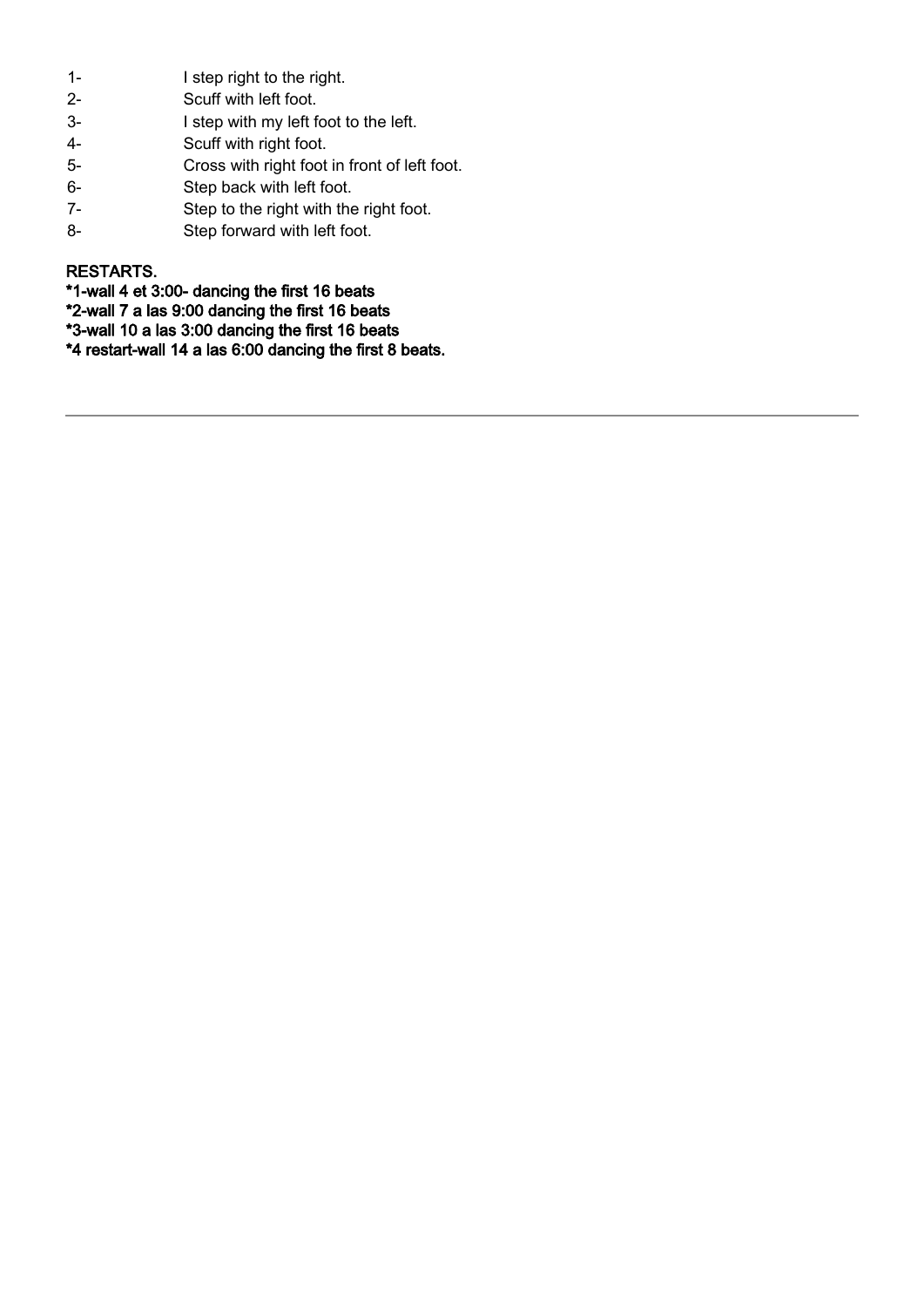1- I step right to the right.
2- Scuff with left foot.
3- I step with my left foot to the left.
4- Scuff with right foot.
5- Cross with right foot in front of left foot.
6- Step back with left foot.
7- Step to the right with the right foot.
8- Step forward with left foot.

**RESTARTS.**

**\*1-wall 4 et 3:00- dancing the first 16 beats**
**\*2-wall 7 a las 9:00 dancing the first 16 beats**
**\*3-wall 10 a las 3:00 dancing the first 16 beats**
**\*4 restart-wall 14 a las 6:00 dancing the first 8 beats.**

---